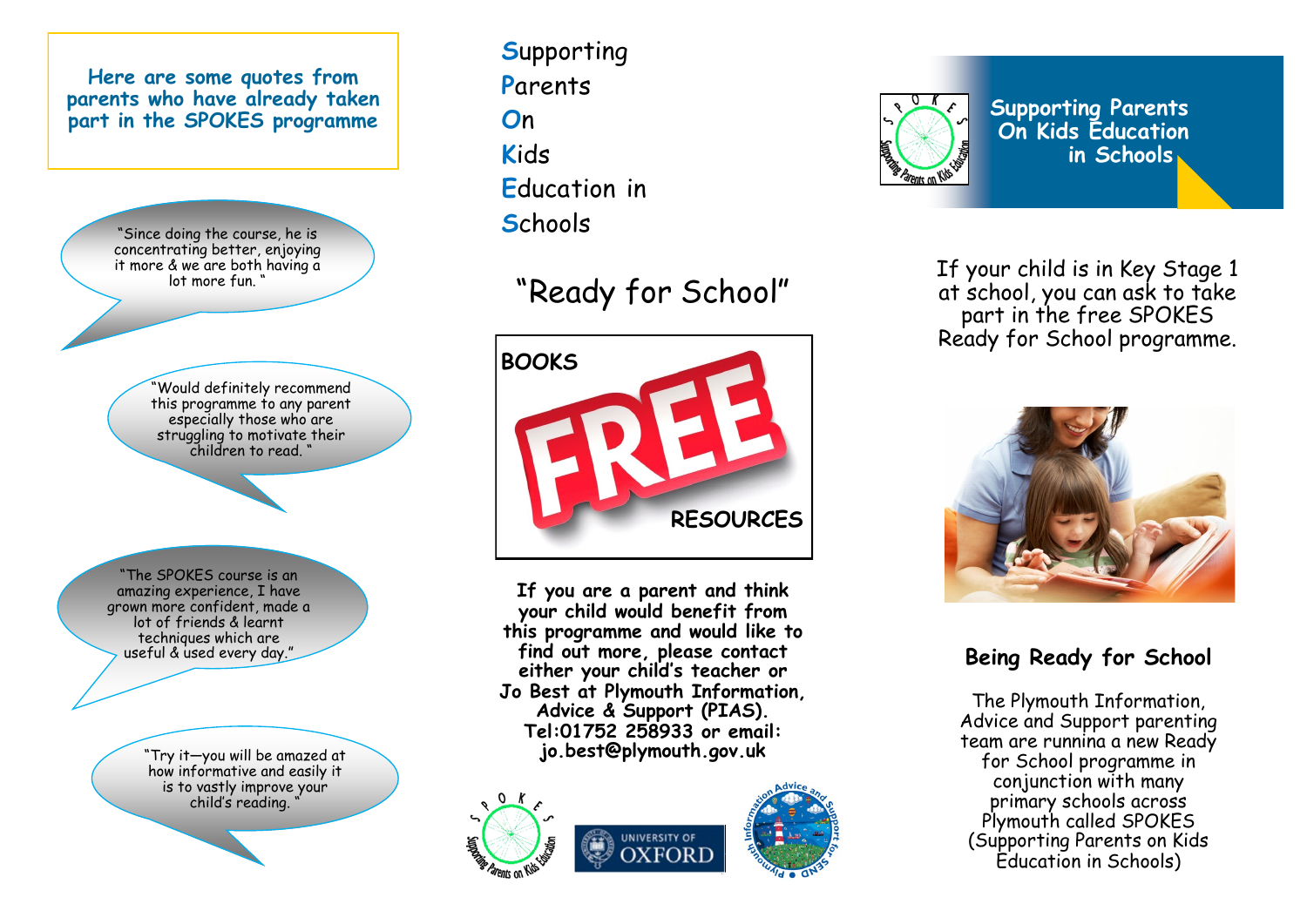**Here are some quotes from parents who have already taken part in the SPOKES programme**

"Since doing the course, he is concentrating better, enjoying it more & we are both having a lot more fun. "

"Would definitely recommend this programme to any parent especially those who are struggling to motivate their children to read. "

"The SPOKES course is an amazing experience, I have grown more confident, made a lot of friends & learnt techniques which are useful & used every day."

"Try it—you will be amazed at how informative and easily it is to vastly improve your child's reading. "

**S**upporting
**P**arents
**O**n
**K**ids
**E**ducation in
**S**chools

# "Ready for School"

**BOOKS**

**FREE**

**RESOURCES**

**If you are a parent and think your child would benefit from this programme and would like to find out more, please contact either your child's teacher or Jo Best at Plymouth Information, Advice & Support (PIAS). Tel:01752 258933 or email: jo.best@plymouth.gov.uk**

## Supporting Parents On Kids Education in Schools

If your child is in Key Stage 1 at school, you can ask to take part in the free SPOKES Ready for School programme.

### Being Ready for School

The Plymouth Information, Advice and Support parenting team are runnina a new Ready for School programme in conjunction with many primary schools across Plymouth called SPOKES (Supporting Parents on Kids Education in Schools)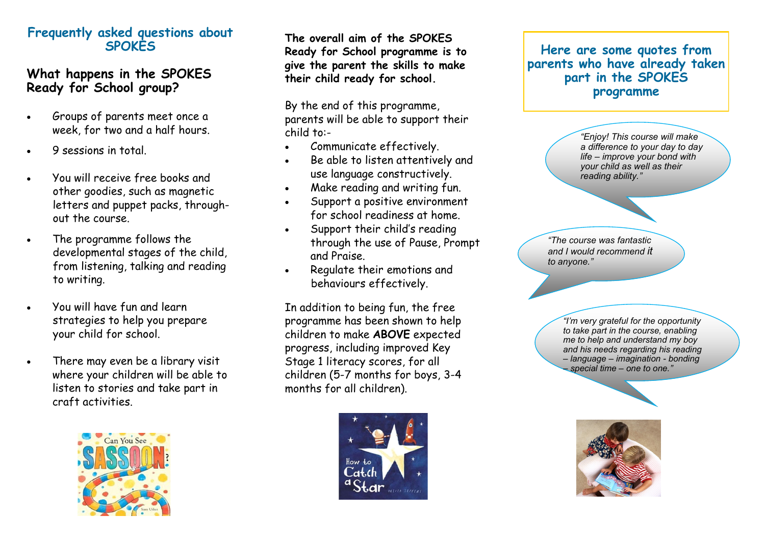## Frequently asked questions about SPOKES

### What happens in the SPOKES Ready for School group?

- Groups of parents meet once a week, for two and a half hours.
- 9 sessions in total.
- You will receive free books and other goodies, such as magnetic letters and puppet packs, throughout the course.
- The programme follows the developmental stages of the child, from listening, talking and reading to writing.
- You will have fun and learn strategies to help you prepare your child for school.
- There may even be a library visit where your children will be able to listen to stories and take part in craft activities.

**The overall aim of the SPOKES Ready for School programme is to give the parent the skills to make their child ready for school.**

By the end of this programme, parents will be able to support their child to:-

- Communicate effectively.
- Be able to listen attentively and use language constructively.
- Make reading and writing fun.
- Support a positive environment for school readiness at home.
- Support their child's reading through the use of Pause, Prompt and Praise.
- Regulate their emotions and behaviours effectively.

In addition to being fun, the free programme has been shown to help children to make **ABOVE** expected progress, including improved Key Stage 1 literacy scores, for all children (5-7 months for boys, 3-4 months for all children).

## Here are some quotes from parents who have already taken part in the SPOKES programme

*"Enjoy! This course will make a difference to your day to day life – improve your bond with your child as well as their reading ability."*

*"The course was fantastic and I would recommend it to anyone."*

*"I'm very grateful for the opportunity to take part in the course, enabling me to help and understand my boy and his needs regarding his reading – language – imagination - bonding – special time – one to one."*